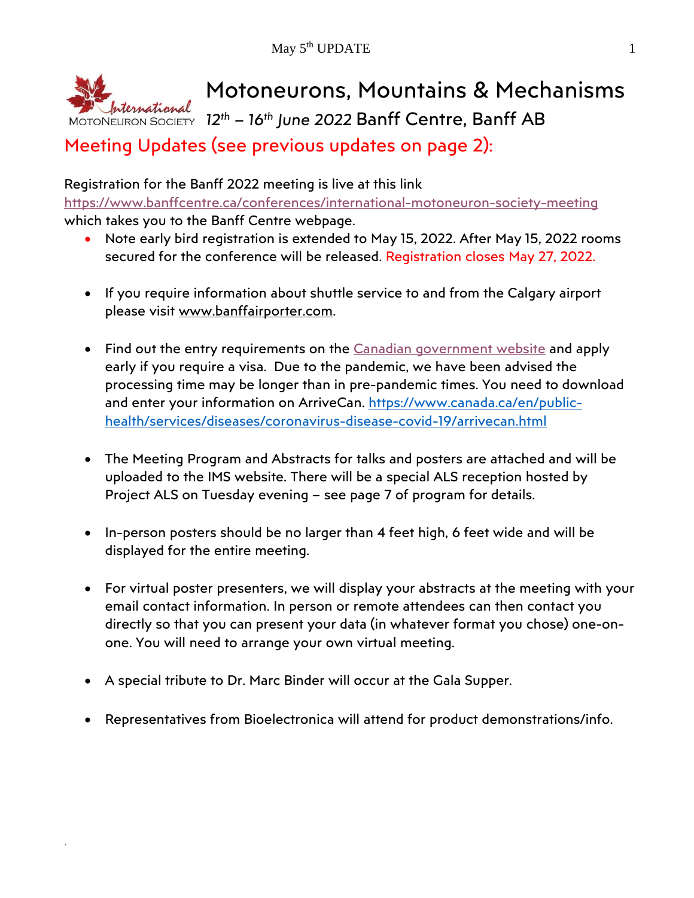International MotoNeuron Society

# Motoneurons, Mountains & Mechanisms

*12th – 16th June 2022* Banff Centre, Banff AB

## Meeting Updates (see previous updates on page 2):

Registration for the Banff 2022 meeting is live at this link https://www.banffcentre.ca/conferences/international-motoneuron-society-meeting which takes you to the Banff Centre webpage.

- Note early bird registration is extended to May 15, 2022. After May 15, 2022 rooms secured for the conference will be released. Registration closes May 27, 2022.
- If you require information about shuttle service to and from the Calgary airport please visit www.banffairporter.com.
- Find out the entry requirements on the Canadian government website and apply early if you require a visa. Due to the pandemic, we have been advised the processing time may be longer than in pre-pandemic times. You need to download and enter your information on ArriveCan. https://www.canada.ca/en/public-health/services/diseases/coronavirus-disease-covid-19/arrivecan.html
- The Meeting Program and Abstracts for talks and posters are attached and will be uploaded to the IMS website. There will be a special ALS reception hosted by Project ALS on Tuesday evening – see page 7 of program for details.
- In-person posters should be no larger than 4 feet high, 6 feet wide and will be displayed for the entire meeting.
- For virtual poster presenters, we will display your abstracts at the meeting with your email contact information. In person or remote attendees can then contact you directly so that you can present your data (in whatever format you chose) one-on-one. You will need to arrange your own virtual meeting.
- A special tribute to Dr. Marc Binder will occur at the Gala Supper.
- Representatives from Bioelectronica will attend for product demonstrations/info.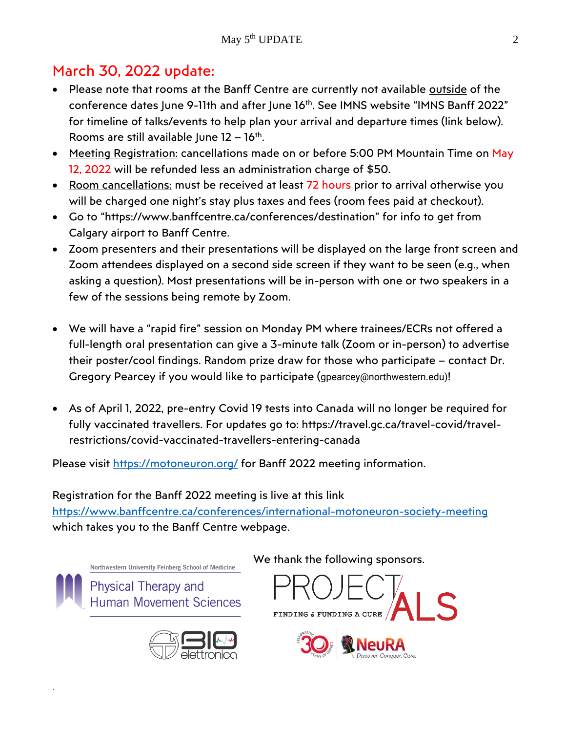## March 30, 2022 update:

- Please note that rooms at the Banff Centre are currently not available outside of the conference dates June 9-11th and after June 16th. See IMNS website "IMNS Banff 2022" for timeline of talks/events to help plan your arrival and departure times (link below). Rooms are still available June 12 – 16th.
- Meeting Registration: cancellations made on or before 5:00 PM Mountain Time on May 12, 2022 will be refunded less an administration charge of $50.
- Room cancellations: must be received at least 72 hours prior to arrival otherwise you will be charged one night's stay plus taxes and fees (room fees paid at checkout).
- Go to "https://www.banffcentre.ca/conferences/destination" for info to get from Calgary airport to Banff Centre.
- Zoom presenters and their presentations will be displayed on the large front screen and Zoom attendees displayed on a second side screen if they want to be seen (e.g., when asking a question). Most presentations will be in-person with one or two speakers in a few of the sessions being remote by Zoom.
- We will have a "rapid fire" session on Monday PM where trainees/ECRs not offered a full-length oral presentation can give a 3-minute talk (Zoom or in-person) to advertise their poster/cool findings. Random prize draw for those who participate – contact Dr. Gregory Pearcey if you would like to participate (gpearcey@northwestern.edu)!
- As of April 1, 2022, pre-entry Covid 19 tests into Canada will no longer be required for fully vaccinated travellers. For updates go to: https://travel.gc.ca/travel-covid/travel-restrictions/covid-vaccinated-travellers-entering-canada

Please visit https://motoneuron.org/ for Banff 2022 meeting information.

Registration for the Banff 2022 meeting is live at this link https://www.banffcentre.ca/conferences/international-motoneuron-society-meeting which takes you to the Banff Centre webpage.

We thank the following sponsors.

Northwestern University Feinberg School of Medicine
Physical Therapy and Human Movement Sciences

PROJECT ALS
FINDING & FUNDING A CURE

BIO elettronica

NeuRA
Discover. Conquer. Cure.